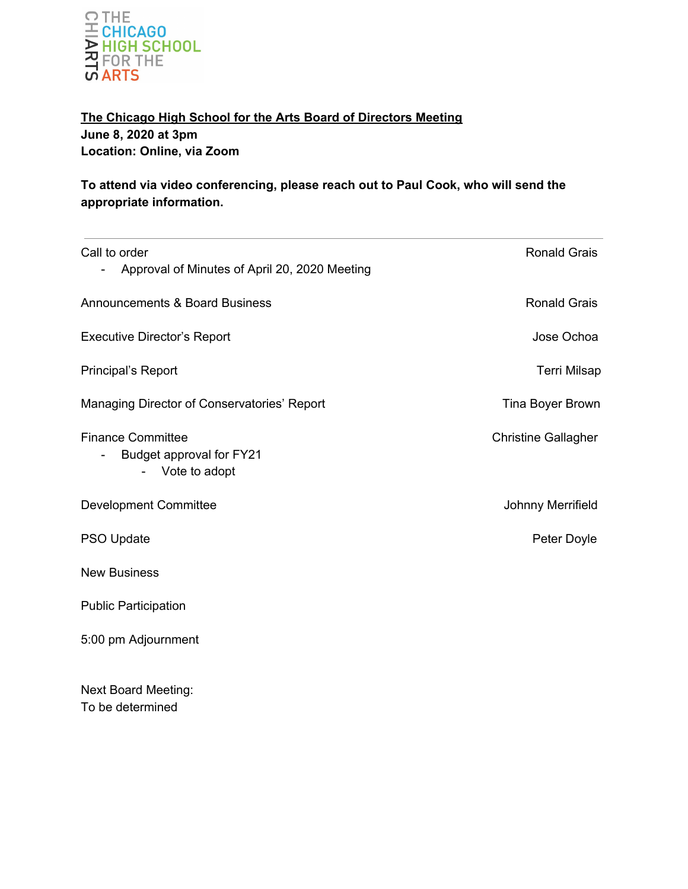THE CHICAGO HIGH SCHOOL FOR THE ARTS

CHIARTS

**The Chicago High School for the Arts Board of Directors Meeting**
**June 8, 2020 at 3pm**
**Location: Online, via Zoom**

**To attend via video conferencing, please reach out to Paul Cook, who will send the appropriate information.**

---

| | |
|---|---|
| Call to order | Ronald Grais |
| - Approval of Minutes of April 20, 2020 Meeting | |
| Announcements & Board Business | Ronald Grais |
| Executive Director's Report | Jose Ochoa |
| Principal's Report | Terri Milsap |
| Managing Director of Conservatories' Report | Tina Boyer Brown |
| Finance Committee | Christine Gallagher |
| - Budget approval for FY21 | |
| - Vote to adopt | |
| Development Committee | Johnny Merrifield |
| PSO Update | Peter Doyle |
| New Business | |
| Public Participation | |
| 5:00 pm Adjournment | |

Next Board Meeting:
To be determined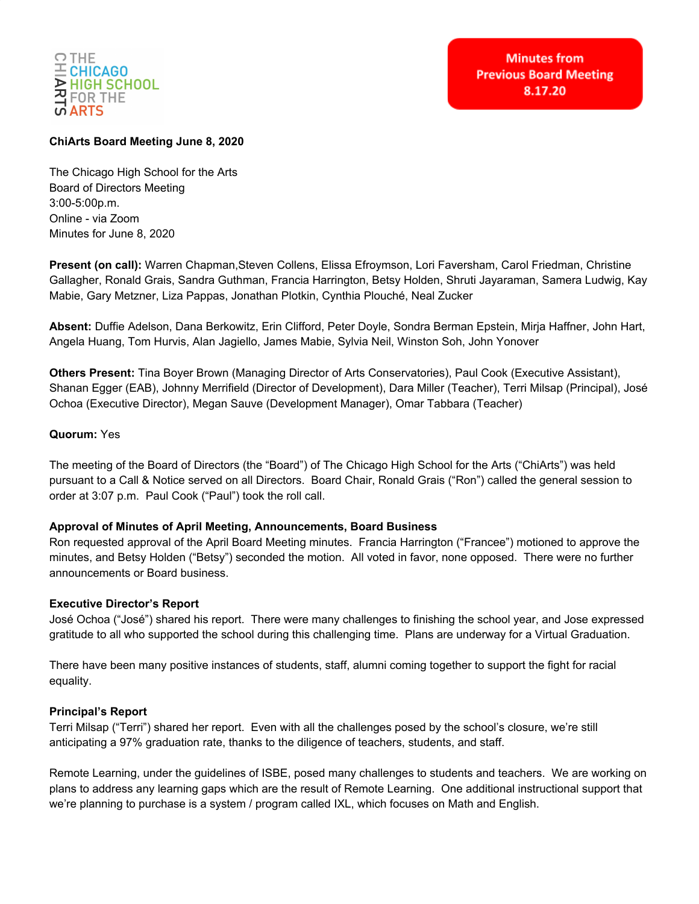THE CHICAGO HIGH SCHOOL FOR THE ARTS

**Minutes from Previous Board Meeting 8.17.20**

**ChiArts Board Meeting June 8, 2020**

The Chicago High School for the Arts
Board of Directors Meeting
3:00-5:00p.m.
Online - via Zoom
Minutes for June 8, 2020

**Present (on call):** Warren Chapman,Steven Collens, Elissa Efroymson, Lori Faversham, Carol Friedman, Christine Gallagher, Ronald Grais, Sandra Guthman, Francia Harrington, Betsy Holden, Shruti Jayaraman, Samera Ludwig, Kay Mabie, Gary Metzner, Liza Pappas, Jonathan Plotkin, Cynthia Plouché, Neal Zucker

**Absent:** Duffie Adelson, Dana Berkowitz, Erin Clifford, Peter Doyle, Sondra Berman Epstein, Mirja Haffner, John Hart, Angela Huang, Tom Hurvis, Alan Jagiello, James Mabie, Sylvia Neil, Winston Soh, John Yonover

**Others Present:** Tina Boyer Brown (Managing Director of Arts Conservatories), Paul Cook (Executive Assistant), Shanan Egger (EAB), Johnny Merrifield (Director of Development), Dara Miller (Teacher), Terri Milsap (Principal), José Ochoa (Executive Director), Megan Sauve (Development Manager), Omar Tabbara (Teacher)

**Quorum:** Yes

The meeting of the Board of Directors (the "Board") of The Chicago High School for the Arts ("ChiArts") was held pursuant to a Call & Notice served on all Directors. Board Chair, Ronald Grais ("Ron") called the general session to order at 3:07 p.m. Paul Cook ("Paul") took the roll call.

**Approval of Minutes of April Meeting, Announcements, Board Business**

Ron requested approval of the April Board Meeting minutes. Francia Harrington ("Francee") motioned to approve the minutes, and Betsy Holden ("Betsy") seconded the motion. All voted in favor, none opposed. There were no further announcements or Board business.

**Executive Director's Report**

José Ochoa ("José") shared his report. There were many challenges to finishing the school year, and Jose expressed gratitude to all who supported the school during this challenging time. Plans are underway for a Virtual Graduation.

There have been many positive instances of students, staff, alumni coming together to support the fight for racial equality.

**Principal's Report**

Terri Milsap ("Terri") shared her report. Even with all the challenges posed by the school's closure, we're still anticipating a 97% graduation rate, thanks to the diligence of teachers, students, and staff.

Remote Learning, under the guidelines of ISBE, posed many challenges to students and teachers. We are working on plans to address any learning gaps which are the result of Remote Learning. One additional instructional support that we're planning to purchase is a system / program called IXL, which focuses on Math and English.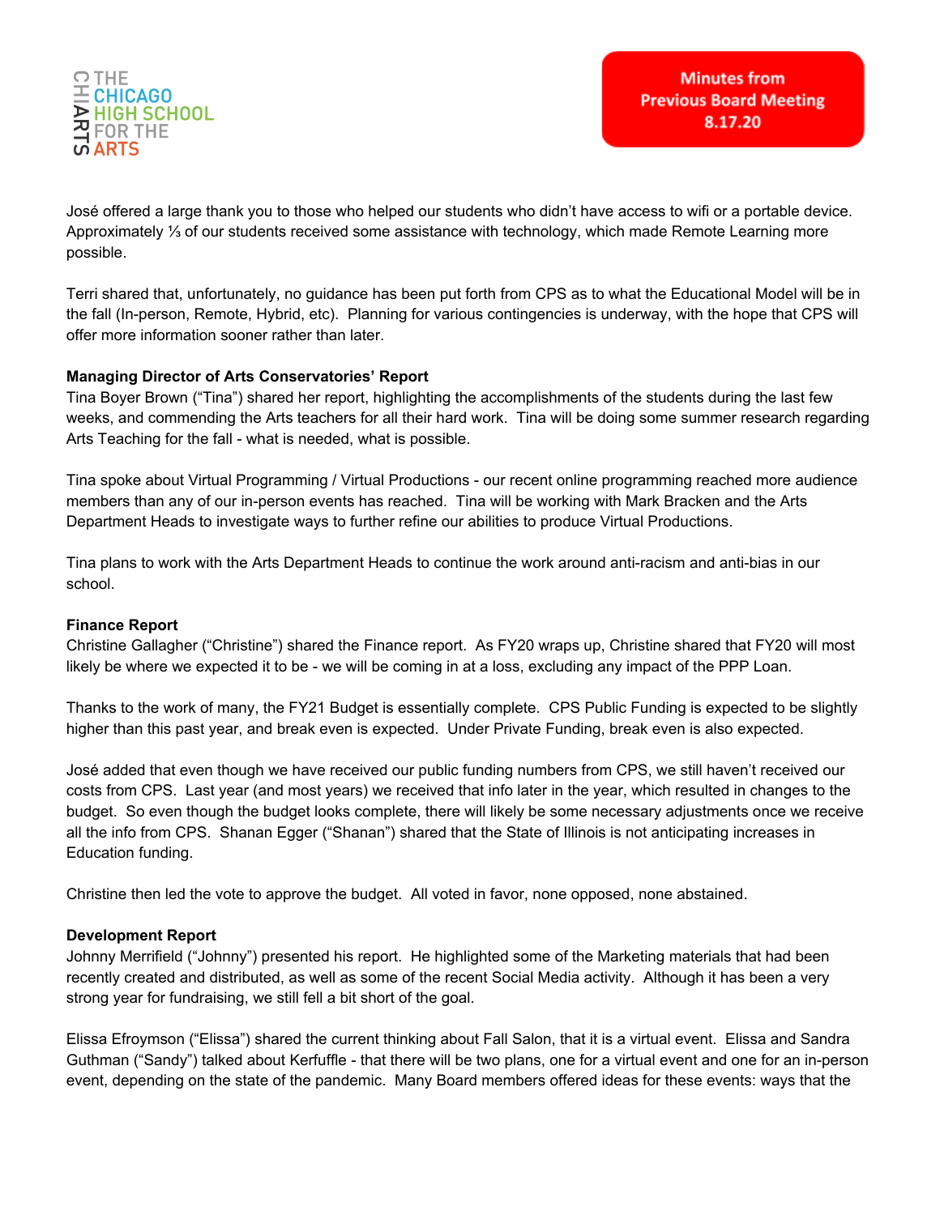José offered a large thank you to those who helped our students who didn't have access to wifi or a portable device. Approximately ⅓ of our students received some assistance with technology, which made Remote Learning more possible.

Terri shared that, unfortunately, no guidance has been put forth from CPS as to what the Educational Model will be in the fall (In-person, Remote, Hybrid, etc). Planning for various contingencies is underway, with the hope that CPS will offer more information sooner rather than later.

**Managing Director of Arts Conservatories' Report**

Tina Boyer Brown ("Tina") shared her report, highlighting the accomplishments of the students during the last few weeks, and commending the Arts teachers for all their hard work. Tina will be doing some summer research regarding Arts Teaching for the fall - what is needed, what is possible.

Tina spoke about Virtual Programming / Virtual Productions - our recent online programming reached more audience members than any of our in-person events has reached. Tina will be working with Mark Bracken and the Arts Department Heads to investigate ways to further refine our abilities to produce Virtual Productions.

Tina plans to work with the Arts Department Heads to continue the work around anti-racism and anti-bias in our school.

**Finance Report**

Christine Gallagher ("Christine") shared the Finance report. As FY20 wraps up, Christine shared that FY20 will most likely be where we expected it to be - we will be coming in at a loss, excluding any impact of the PPP Loan.

Thanks to the work of many, the FY21 Budget is essentially complete. CPS Public Funding is expected to be slightly higher than this past year, and break even is expected. Under Private Funding, break even is also expected.

José added that even though we have received our public funding numbers from CPS, we still haven't received our costs from CPS. Last year (and most years) we received that info later in the year, which resulted in changes to the budget. So even though the budget looks complete, there will likely be some necessary adjustments once we receive all the info from CPS. Shanan Egger ("Shanan") shared that the State of Illinois is not anticipating increases in Education funding.

Christine then led the vote to approve the budget. All voted in favor, none opposed, none abstained.

**Development Report**

Johnny Merrifield ("Johnny") presented his report. He highlighted some of the Marketing materials that had been recently created and distributed, as well as some of the recent Social Media activity. Although it has been a very strong year for fundraising, we still fell a bit short of the goal.

Elissa Efroymson ("Elissa") shared the current thinking about Fall Salon, that it is a virtual event. Elissa and Sandra Guthman ("Sandy") talked about Kerfuffle - that there will be two plans, one for a virtual event and one for an in-person event, depending on the state of the pandemic. Many Board members offered ideas for these events: ways that the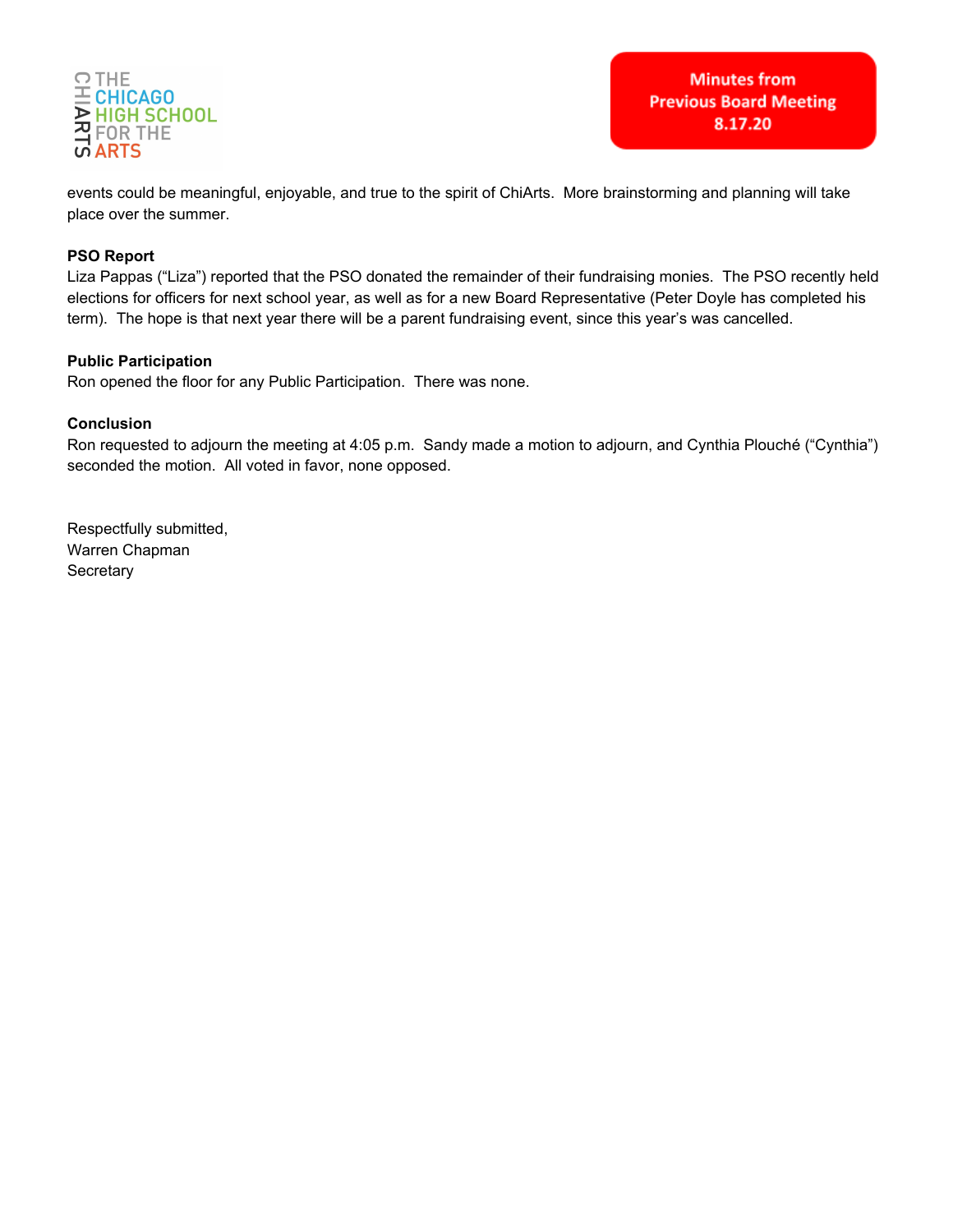events could be meaningful, enjoyable, and true to the spirit of ChiArts. More brainstorming and planning will take place over the summer.

**PSO Report**
Liza Pappas ("Liza") reported that the PSO donated the remainder of their fundraising monies. The PSO recently held elections for officers for next school year, as well as for a new Board Representative (Peter Doyle has completed his term). The hope is that next year there will be a parent fundraising event, since this year's was cancelled.

**Public Participation**
Ron opened the floor for any Public Participation. There was none.

**Conclusion**
Ron requested to adjourn the meeting at 4:05 p.m. Sandy made a motion to adjourn, and Cynthia Plouché ("Cynthia") seconded the motion. All voted in favor, none opposed.

Respectfully submitted,
Warren Chapman
Secretary